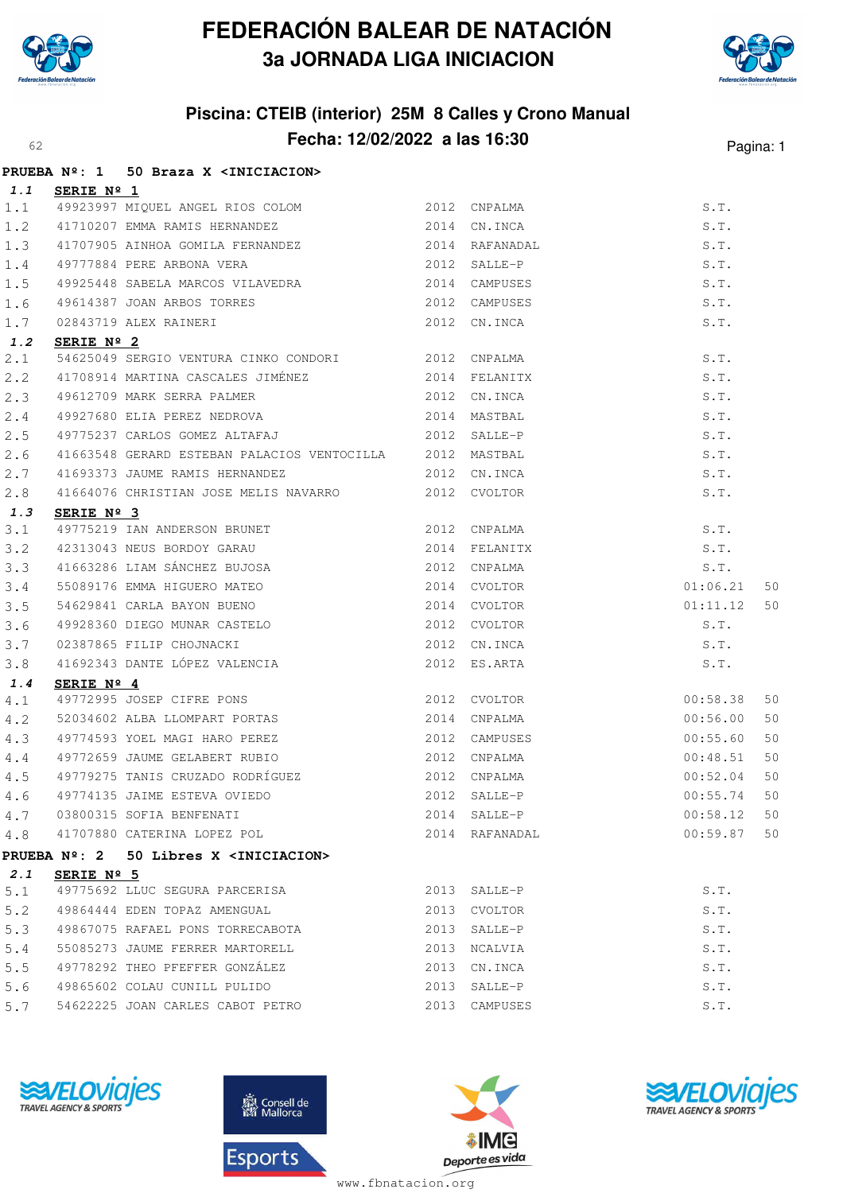# FEDERACIÓN BALEAR DE NATACIÓN

## 3a JORNADA LIGA INICIACION

### Piscina: CTEIB (interior) 25M 8 Calles y Crono Manual

### Fecha: 12/02/2022 a las 16:30

**PRUEBA Nº: 1 50 Braza X <INICIACION>**

***1.1*** **SERIE Nº 1**

| | | | | | | |
|---|---|---|---|---|---|---|
| 1.1 | 49923997 | MIQUEL ANGEL RIOS COLOM | 2012 | CNPALMA | S.T. | |
| 1.2 | 41710207 | EMMA RAMIS HERNANDEZ | 2014 | CN.INCA | S.T. | |
| 1.3 | 41707905 | AINHOA GOMILA FERNANDEZ | 2014 | RAFANADAL | S.T. | |
| 1.4 | 49777884 | PERE ARBONA VERA | 2012 | SALLE-P | S.T. | |
| 1.5 | 49925448 | SABELA MARCOS VILAVEDRA | 2014 | CAMPUSES | S.T. | |
| 1.6 | 49614387 | JOAN ARBOS TORRES | 2012 | CAMPUSES | S.T. | |
| 1.7 | 02843719 | ALEX RAINERI | 2012 | CN.INCA | S.T. | |

***1.2*** **SERIE Nº 2**

| | | | | | | |
|---|---|---|---|---|---|---|
| 2.1 | 54625049 | SERGIO VENTURA CINKO CONDORI | 2012 | CNPALMA | S.T. | |
| 2.2 | 41708914 | MARTINA CASCALES JIMÉNEZ | 2014 | FELANITX | S.T. | |
| 2.3 | 49612709 | MARK SERRA PALMER | 2012 | CN.INCA | S.T. | |
| 2.4 | 49927680 | ELIA PEREZ NEDROVA | 2014 | MASTBAL | S.T. | |
| 2.5 | 49775237 | CARLOS GOMEZ ALTAFAJ | 2012 | SALLE-P | S.T. | |
| 2.6 | 41663548 | GERARD ESTEBAN PALACIOS VENTOCILLA | 2012 | MASTBAL | S.T. | |
| 2.7 | 41693373 | JAUME RAMIS HERNANDEZ | 2012 | CN.INCA | S.T. | |
| 2.8 | 41664076 | CHRISTIAN JOSE MELIS NAVARRO | 2012 | CVOLTOR | S.T. | |

***1.3*** **SERIE Nº 3**

| | | | | | | |
|---|---|---|---|---|---|---|
| 3.1 | 49775219 | IAN ANDERSON BRUNET | 2012 | CNPALMA | S.T. | |
| 3.2 | 42313043 | NEUS BORDOY GARAU | 2014 | FELANITX | S.T. | |
| 3.3 | 41663286 | LIAM SÁNCHEZ BUJOSA | 2012 | CNPALMA | S.T. | |
| 3.4 | 55089176 | EMMA HIGUERO MATEO | 2014 | CVOLTOR | 01:06.21 | 50 |
| 3.5 | 54629841 | CARLA BAYON BUENO | 2014 | CVOLTOR | 01:11.12 | 50 |
| 3.6 | 49928360 | DIEGO MUNAR CASTELO | 2012 | CVOLTOR | S.T. | |
| 3.7 | 02387865 | FILIP CHOJNACKI | 2012 | CN.INCA | S.T. | |
| 3.8 | 41692343 | DANTE LÓPEZ VALENCIA | 2012 | ES.ARTA | S.T. | |

***1.4*** **SERIE Nº 4**

| | | | | | | |
|---|---|---|---|---|---|---|
| 4.1 | 49772995 | JOSEP CIFRE PONS | 2012 | CVOLTOR | 00:58.38 | 50 |
| 4.2 | 52034602 | ALBA LLOMPART PORTAS | 2014 | CNPALMA | 00:56.00 | 50 |
| 4.3 | 49774593 | YOEL MAGI HARO PEREZ | 2012 | CAMPUSES | 00:55.60 | 50 |
| 4.4 | 49772659 | JAUME GELABERT RUBIO | 2012 | CNPALMA | 00:48.51 | 50 |
| 4.5 | 49779275 | TANIS CRUZADO RODRÍGUEZ | 2012 | CNPALMA | 00:52.04 | 50 |
| 4.6 | 49774135 | JAIME ESTEVA OVIEDO | 2012 | SALLE-P | 00:55.74 | 50 |
| 4.7 | 03800315 | SOFIA BENFENATI | 2014 | SALLE-P | 00:58.12 | 50 |
| 4.8 | 41707880 | CATERINA LOPEZ POL | 2014 | RAFANADAL | 00:59.87 | 50 |

**PRUEBA Nº: 2 50 Libres X <INICIACION>**

***2.1*** **SERIE Nº 5**

| | | | | | |
|---|---|---|---|---|---|
| 5.1 | 49775692 | LLUC SEGURA PARCERISA | 2013 | SALLE-P | S.T. |
| 5.2 | 49864444 | EDEN TOPAZ AMENGUAL | 2013 | CVOLTOR | S.T. |
| 5.3 | 49867075 | RAFAEL PONS TORRECABOTA | 2013 | SALLE-P | S.T. |
| 5.4 | 55085273 | JAUME FERRER MARTORELL | 2013 | NCALVIA | S.T. |
| 5.5 | 49778292 | THEO PFEFFER GONZÁLEZ | 2013 | CN.INCA | S.T. |
| 5.6 | 49865602 | COLAU CUNILL PULIDO | 2013 | SALLE-P | S.T. |
| 5.7 | 54622225 | JOAN CARLES CABOT PETRO | 2013 | CAMPUSES | S.T. |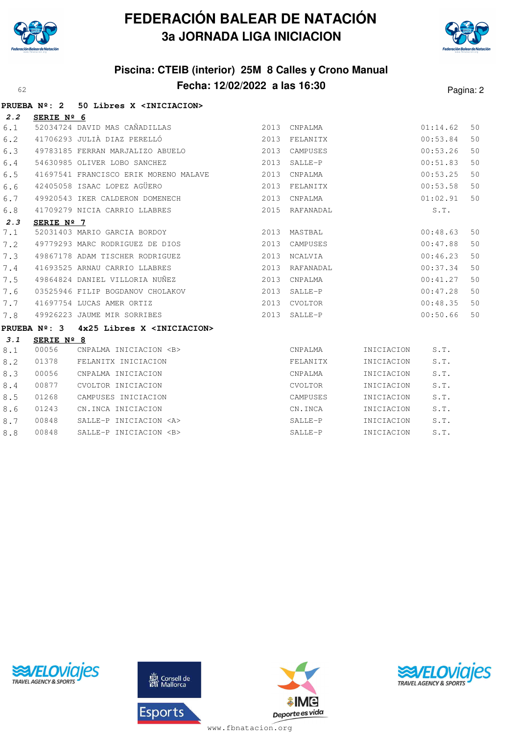# FEDERACIÓN BALEAR DE NATACIÓN
## 3a JORNADA LIGA INICIACION

### Piscina: CTEIB (interior) 25M 8 Calles y Crono Manual
### Fecha: 12/02/2022 a las 16:30

**PRUEBA Nº: 2 50 Libres X <INICIACION>**

***2.2*** **SERIE Nº 6**

| | | | | | | |
|---|---|---|---|---|---|---|
| 6.1 | 52034724 | DAVID MAS CAÑADILLAS | 2013 | CNPALMA | 01:14.62 | 50 |
| 6.2 | 41706293 | JULIÀ DIAZ PERELLÓ | 2013 | FELANITX | 00:53.84 | 50 |
| 6.3 | 49783185 | FERRAN MARJALIZO ABUELO | 2013 | CAMPUSES | 00:53.26 | 50 |
| 6.4 | 54630985 | OLIVER LOBO SANCHEZ | 2013 | SALLE-P | 00:51.83 | 50 |
| 6.5 | 41697541 | FRANCISCO ERIK MORENO MALAVE | 2013 | CNPALMA | 00:53.25 | 50 |
| 6.6 | 42405058 | ISAAC LOPEZ AGÜERO | 2013 | FELANITX | 00:53.58 | 50 |
| 6.7 | 49920543 | IKER CALDERON DOMENECH | 2013 | CNPALMA | 01:02.91 | 50 |
| 6.8 | 41709279 | NICIA CARRIO LLABRES | 2015 | RAFANADAL | S.T. | |

***2.3*** **SERIE Nº 7**

| | | | | | | |
|---|---|---|---|---|---|---|
| 7.1 | 52031403 | MARIO GARCIA BORDOY | 2013 | MASTBAL | 00:48.63 | 50 |
| 7.2 | 49779293 | MARC RODRIGUEZ DE DIOS | 2013 | CAMPUSES | 00:47.88 | 50 |
| 7.3 | 49867178 | ADAM TISCHER RODRIGUEZ | 2013 | NCALVIA | 00:46.23 | 50 |
| 7.4 | 41693525 | ARNAU CARRIO LLABRES | 2013 | RAFANADAL | 00:37.34 | 50 |
| 7.5 | 49864824 | DANIEL VILLORIA NUÑEZ | 2013 | CNPALMA | 00:41.27 | 50 |
| 7.6 | 03525946 | FILIP BOGDANOV CHOLAKOV | 2013 | SALLE-P | 00:47.28 | 50 |
| 7.7 | 41697754 | LUCAS AMER ORTIZ | 2013 | CVOLTOR | 00:48.35 | 50 |
| 7.8 | 49926223 | JAUME MIR SORRIBES | 2013 | SALLE-P | 00:50.66 | 50 |

**PRUEBA Nº: 3 4x25 Libres X <INICIACION>**

***3.1*** **SERIE Nº 8**

| | | | | | |
|---|---|---|---|---|---|
| 8.1 | 00056 | CNPALMA INICIACION <B> | CNPALMA | INICIACION | S.T. |
| 8.2 | 01378 | FELANITX INICIACION | FELANITX | INICIACION | S.T. |
| 8.3 | 00056 | CNPALMA INICIACION | CNPALMA | INICIACION | S.T. |
| 8.4 | 00877 | CVOLTOR INICIACION | CVOLTOR | INICIACION | S.T. |
| 8.5 | 01268 | CAMPUSES INICIACION | CAMPUSES | INICIACION | S.T. |
| 8.6 | 01243 | CN.INCA INICIACION | CN.INCA | INICIACION | S.T. |
| 8.7 | 00848 | SALLE-P INICIACION <A> | SALLE-P | INICIACION | S.T. |
| 8.8 | 00848 | SALLE-P INICIACION <B> | SALLE-P | INICIACION | S.T. |

www.fbnatacion.org